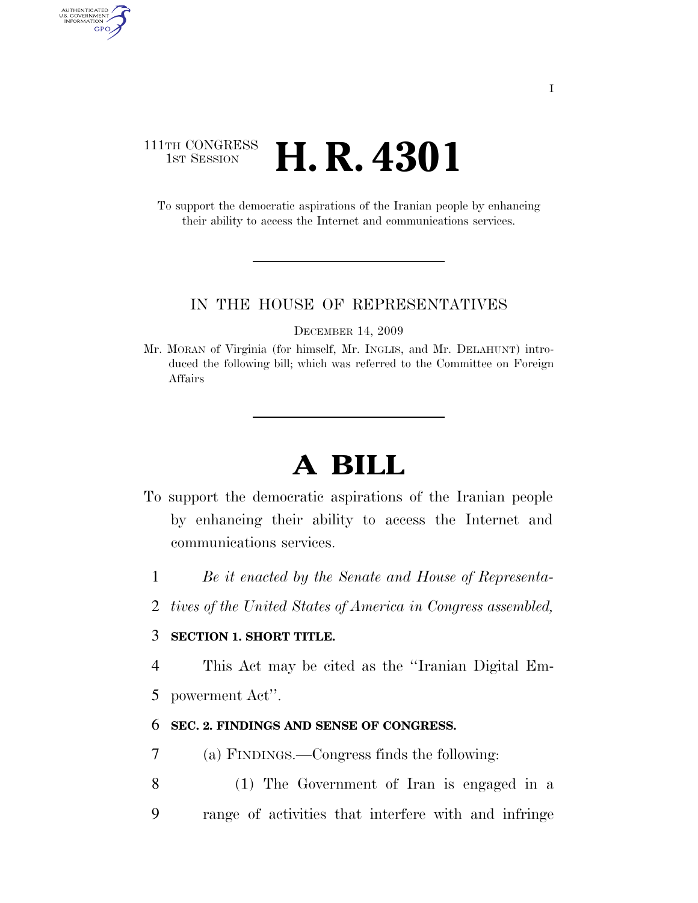111TH CONGRESS
1ST SESSION

# H. R. 4301

To support the democratic aspirations of the Iranian people by enhancing their ability to access the Internet and communications services.

IN THE HOUSE OF REPRESENTATIVES

DECEMBER 14, 2009

Mr. MORAN of Virginia (for himself, Mr. INGLIS, and Mr. DELAHUNT) introduced the following bill; which was referred to the Committee on Foreign Affairs

# A BILL

To support the democratic aspirations of the Iranian people by enhancing their ability to access the Internet and communications services.

1 *Be it enacted by the Senate and House of Representa-*
2 *tives of the United States of America in Congress assembled,*

3 **SECTION 1. SHORT TITLE.**

4 This Act may be cited as the ''Iranian Digital Em-
5 powerment Act''.

6 **SEC. 2. FINDINGS AND SENSE OF CONGRESS.**

7 (a) FINDINGS.—Congress finds the following:

8 (1) The Government of Iran is engaged in a
9 range of activities that interfere with and infringe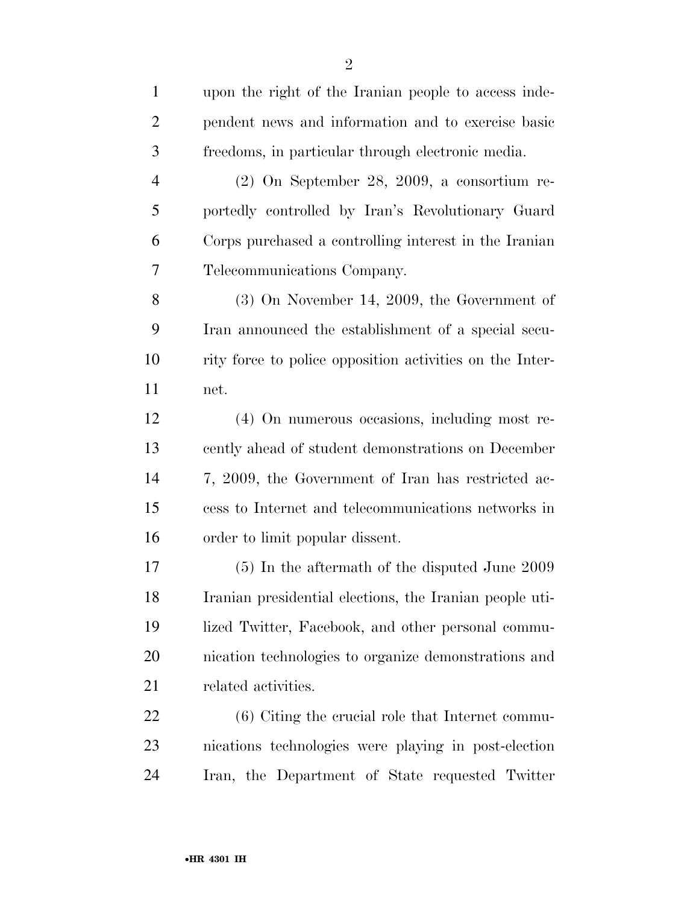upon the right of the Iranian people to access independent news and information and to exercise basic freedoms, in particular through electronic media.

(2) On September 28, 2009, a consortium reportedly controlled by Iran's Revolutionary Guard Corps purchased a controlling interest in the Iranian Telecommunications Company.

(3) On November 14, 2009, the Government of Iran announced the establishment of a special security force to police opposition activities on the Internet.

(4) On numerous occasions, including most recently ahead of student demonstrations on December 7, 2009, the Government of Iran has restricted access to Internet and telecommunications networks in order to limit popular dissent.

(5) In the aftermath of the disputed June 2009 Iranian presidential elections, the Iranian people utilized Twitter, Facebook, and other personal communication technologies to organize demonstrations and related activities.

(6) Citing the crucial role that Internet communications technologies were playing in post-election Iran, the Department of State requested Twitter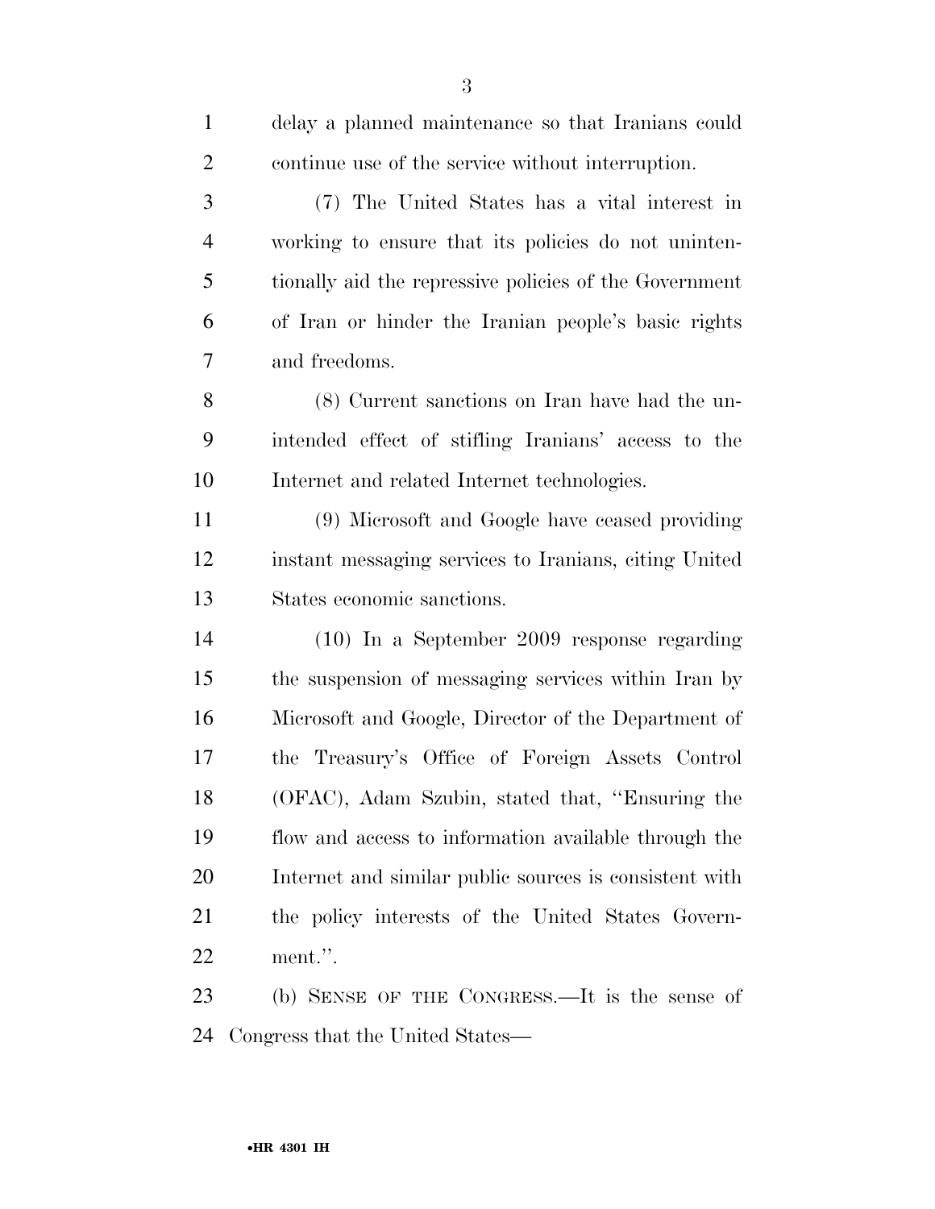delay a planned maintenance so that Iranians could continue use of the service without interruption.

(7) The United States has a vital interest in working to ensure that its policies do not unintentionally aid the repressive policies of the Government of Iran or hinder the Iranian people's basic rights and freedoms.

(8) Current sanctions on Iran have had the unintended effect of stifling Iranians' access to the Internet and related Internet technologies.

(9) Microsoft and Google have ceased providing instant messaging services to Iranians, citing United States economic sanctions.

(10) In a September 2009 response regarding the suspension of messaging services within Iran by Microsoft and Google, Director of the Department of the Treasury's Office of Foreign Assets Control (OFAC), Adam Szubin, stated that, "Ensuring the flow and access to information available through the Internet and similar public sources is consistent with the policy interests of the United States Government.".

(b) SENSE OF THE CONGRESS.—It is the sense of Congress that the United States—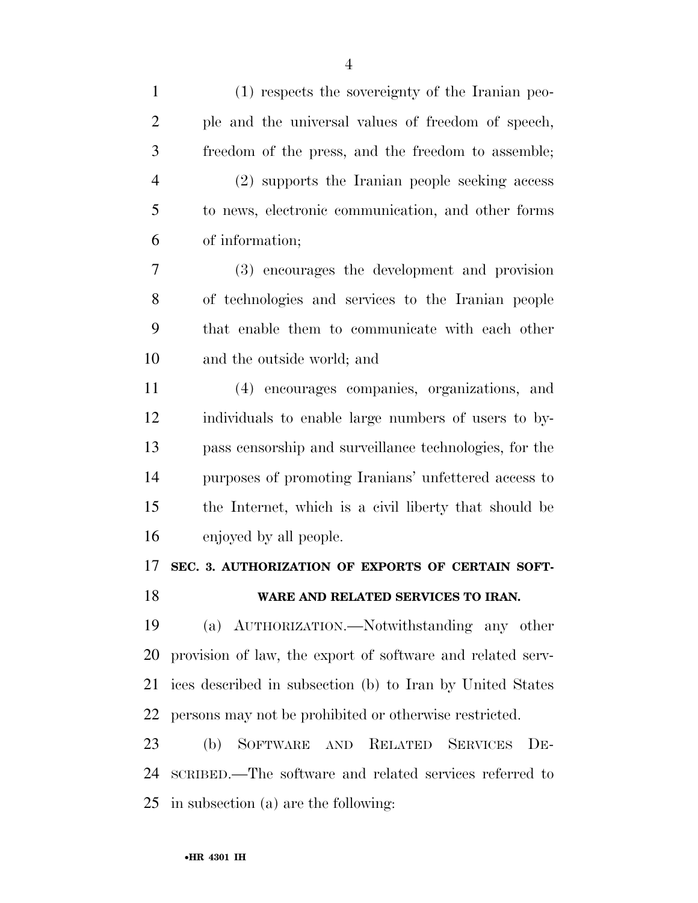(1) respects the sovereignty of the Iranian people and the universal values of freedom of speech, freedom of the press, and the freedom to assemble;

(2) supports the Iranian people seeking access to news, electronic communication, and other forms of information;

(3) encourages the development and provision of technologies and services to the Iranian people that enable them to communicate with each other and the outside world; and

(4) encourages companies, organizations, and individuals to enable large numbers of users to bypass censorship and surveillance technologies, for the purposes of promoting Iranians' unfettered access to the Internet, which is a civil liberty that should be enjoyed by all people.

### SEC. 3. AUTHORIZATION OF EXPORTS OF CERTAIN SOFTWARE AND RELATED SERVICES TO IRAN.

(a) AUTHORIZATION.—Notwithstanding any other provision of law, the export of software and related services described in subsection (b) to Iran by United States persons may not be prohibited or otherwise restricted.

(b) SOFTWARE AND RELATED SERVICES DESCRIBED.—The software and related services referred to in subsection (a) are the following: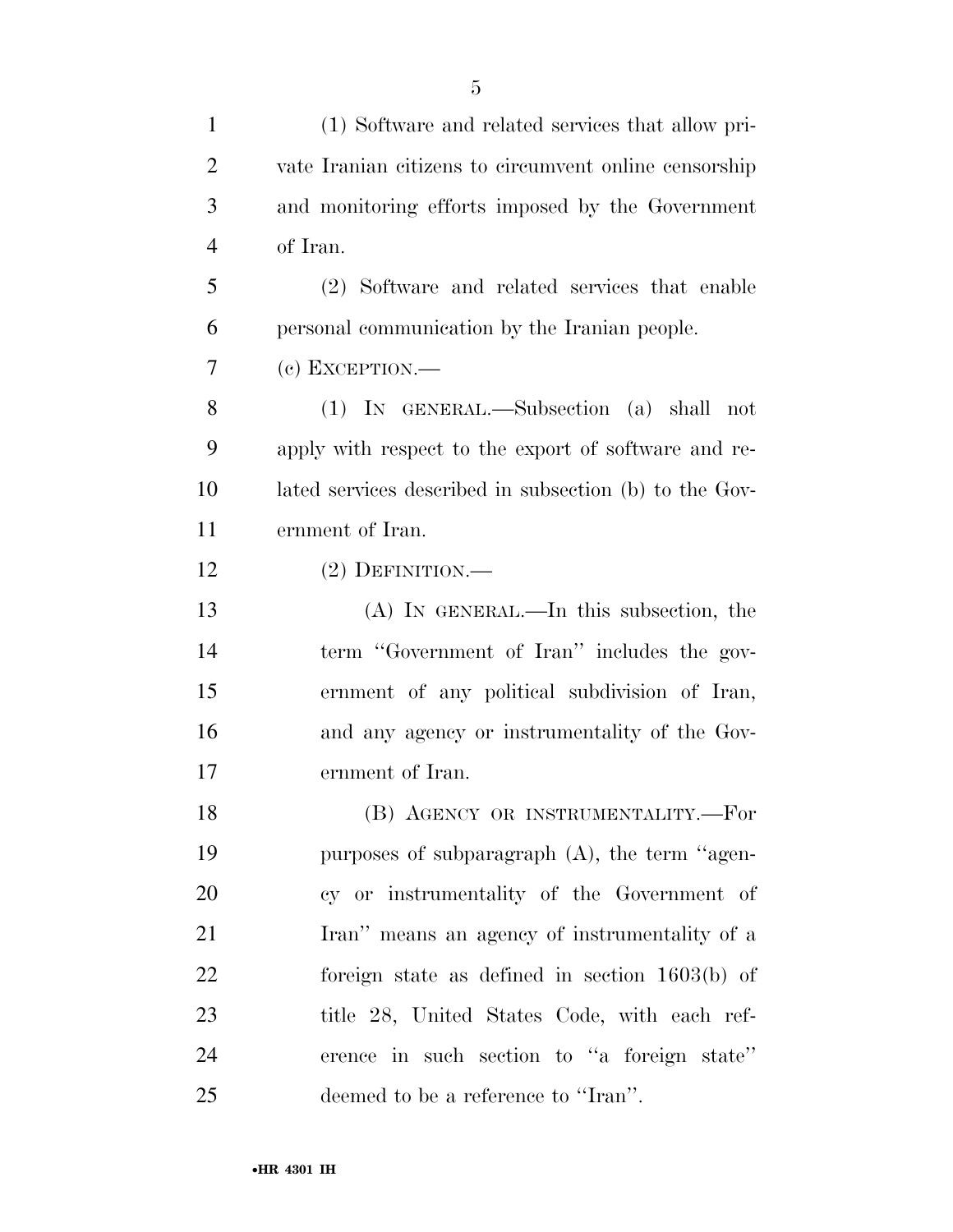(1) Software and related services that allow private Iranian citizens to circumvent online censorship and monitoring efforts imposed by the Government of Iran.

(2) Software and related services that enable personal communication by the Iranian people.

(c) EXCEPTION.—

(1) IN GENERAL.—Subsection (a) shall not apply with respect to the export of software and related services described in subsection (b) to the Government of Iran.

(2) DEFINITION.—

(A) IN GENERAL.—In this subsection, the term ''Government of Iran'' includes the government of any political subdivision of Iran, and any agency or instrumentality of the Government of Iran.

(B) AGENCY OR INSTRUMENTALITY.—For purposes of subparagraph (A), the term ''agency or instrumentality of the Government of Iran'' means an agency of instrumentality of a foreign state as defined in section 1603(b) of title 28, United States Code, with each reference in such section to ''a foreign state'' deemed to be a reference to ''Iran''.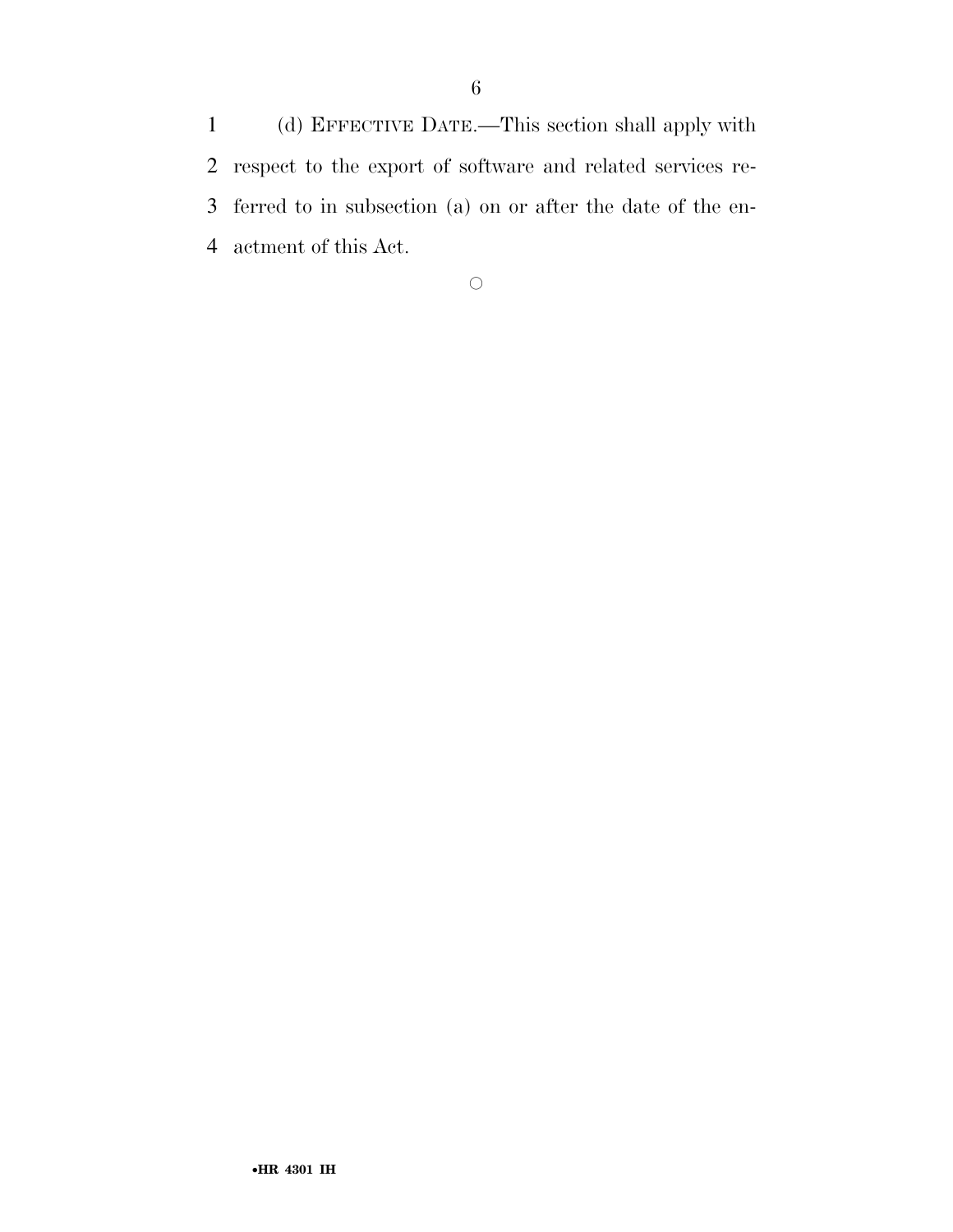(d) EFFECTIVE DATE.—This section shall apply with respect to the export of software and related services referred to in subsection (a) on or after the date of the enactment of this Act.

○